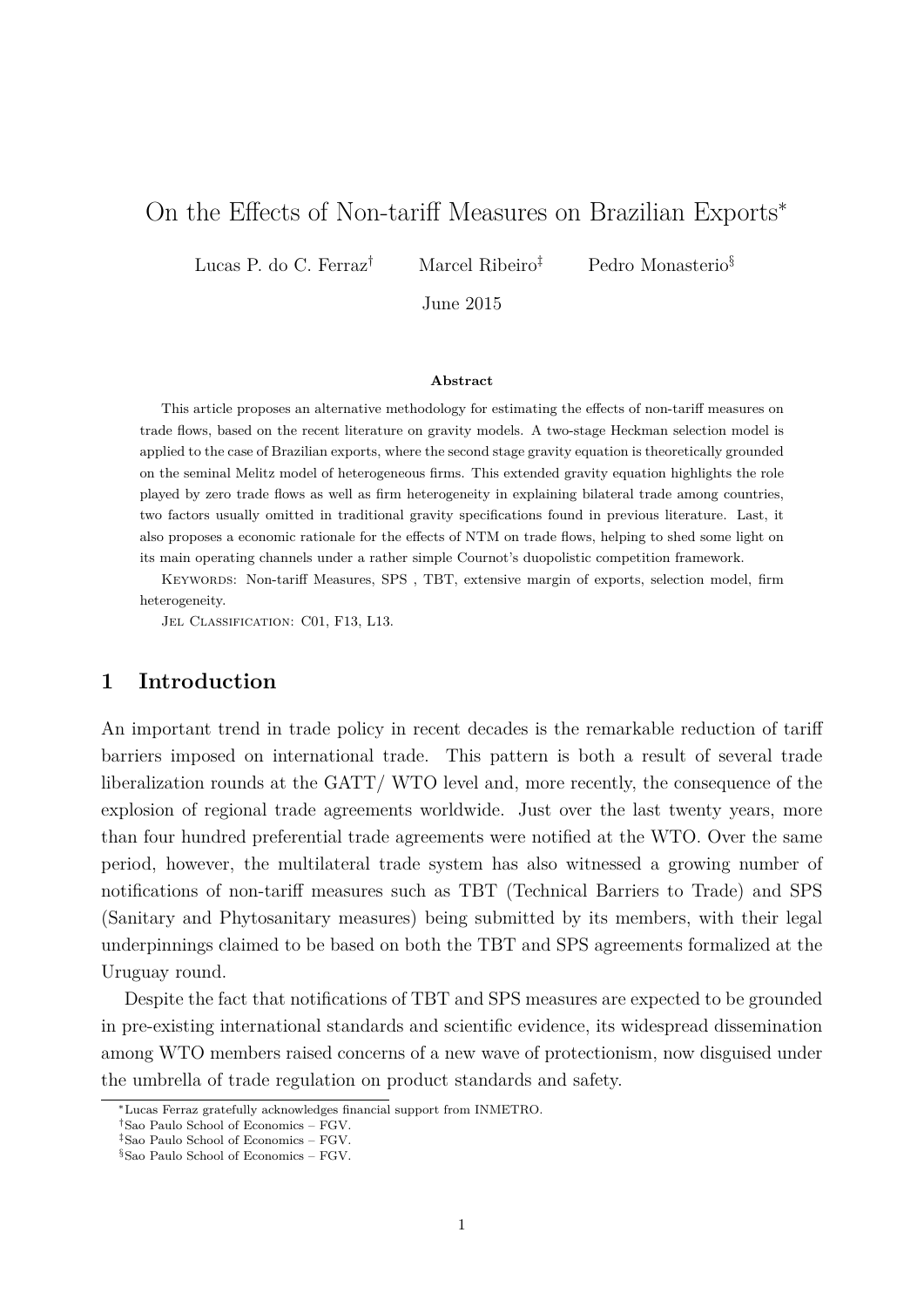# On the Effects of Non-tariff Measures on Brazilian Exports*

Lucas P. do C. Ferraz[†] Marcel Ribeiro[‡] Pedro Monasterio[§]

June 2015

**Abstract**

This article proposes an alternative methodology for estimating the effects of non-tariff measures on trade flows, based on the recent literature on gravity models. A two-stage Heckman selection model is applied to the case of Brazilian exports, where the second stage gravity equation is theoretically grounded on the seminal Melitz model of heterogeneous firms. This extended gravity equation highlights the role played by zero trade flows as well as firm heterogeneity in explaining bilateral trade among countries, two factors usually omitted in traditional gravity specifications found in previous literature. Last, it also proposes a economic rationale for the effects of NTM on trade flows, helping to shed some light on its main operating channels under a rather simple Cournot's duopolistic competition framework.

Keywords: Non-tariff Measures, SPS , TBT, extensive margin of exports, selection model, firm heterogeneity.

Jel Classification: C01, F13, L13.

## 1 Introduction

An important trend in trade policy in recent decades is the remarkable reduction of tariff barriers imposed on international trade. This pattern is both a result of several trade liberalization rounds at the GATT/ WTO level and, more recently, the consequence of the explosion of regional trade agreements worldwide. Just over the last twenty years, more than four hundred preferential trade agreements were notified at the WTO. Over the same period, however, the multilateral trade system has also witnessed a growing number of notifications of non-tariff measures such as TBT (Technical Barriers to Trade) and SPS (Sanitary and Phytosanitary measures) being submitted by its members, with their legal underpinnings claimed to be based on both the TBT and SPS agreements formalized at the Uruguay round.

Despite the fact that notifications of TBT and SPS measures are expected to be grounded in pre-existing international standards and scientific evidence, its widespread dissemination among WTO members raised concerns of a new wave of protectionism, now disguised under the umbrella of trade regulation on product standards and safety.

---

*Lucas Ferraz gratefully acknowledges financial support from INMETRO.

[†]Sao Paulo School of Economics – FGV.

[‡]Sao Paulo School of Economics – FGV.

[§]Sao Paulo School of Economics – FGV.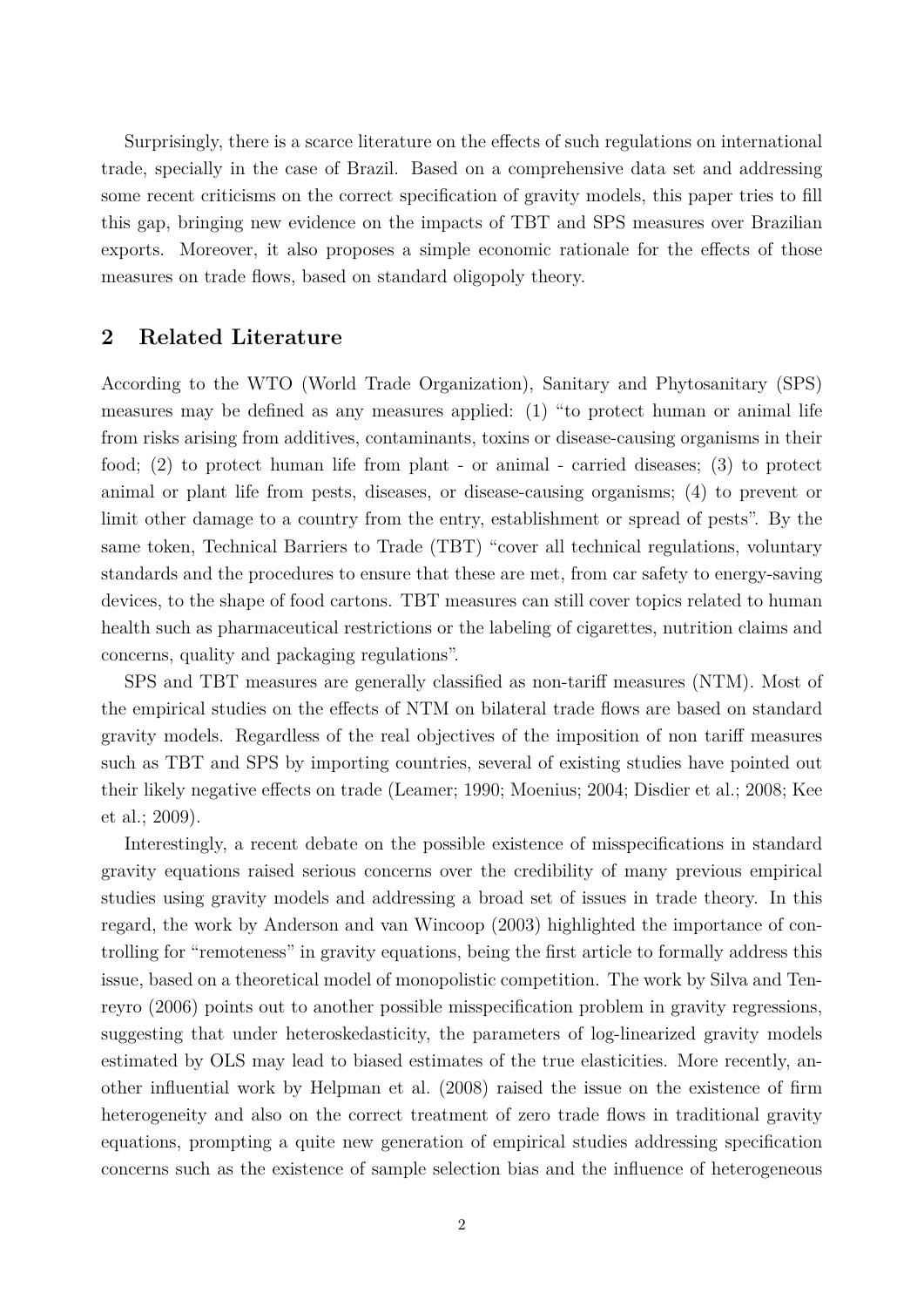Surprisingly, there is a scarce literature on the effects of such regulations on international trade, specially in the case of Brazil. Based on a comprehensive data set and addressing some recent criticisms on the correct specification of gravity models, this paper tries to fill this gap, bringing new evidence on the impacts of TBT and SPS measures over Brazilian exports. Moreover, it also proposes a simple economic rationale for the effects of those measures on trade flows, based on standard oligopoly theory.

## 2 Related Literature

According to the WTO (World Trade Organization), Sanitary and Phytosanitary (SPS) measures may be defined as any measures applied: (1) "to protect human or animal life from risks arising from additives, contaminants, toxins or disease-causing organisms in their food; (2) to protect human life from plant - or animal - carried diseases; (3) to protect animal or plant life from pests, diseases, or disease-causing organisms; (4) to prevent or limit other damage to a country from the entry, establishment or spread of pests". By the same token, Technical Barriers to Trade (TBT) "cover all technical regulations, voluntary standards and the procedures to ensure that these are met, from car safety to energy-saving devices, to the shape of food cartons. TBT measures can still cover topics related to human health such as pharmaceutical restrictions or the labeling of cigarettes, nutrition claims and concerns, quality and packaging regulations".

SPS and TBT measures are generally classified as non-tariff measures (NTM). Most of the empirical studies on the effects of NTM on bilateral trade flows are based on standard gravity models. Regardless of the real objectives of the imposition of non tariff measures such as TBT and SPS by importing countries, several of existing studies have pointed out their likely negative effects on trade (Leamer; 1990; Moenius; 2004; Disdier et al.; 2008; Kee et al.; 2009).

Interestingly, a recent debate on the possible existence of misspecifications in standard gravity equations raised serious concerns over the credibility of many previous empirical studies using gravity models and addressing a broad set of issues in trade theory. In this regard, the work by Anderson and van Wincoop (2003) highlighted the importance of controlling for "remoteness" in gravity equations, being the first article to formally address this issue, based on a theoretical model of monopolistic competition. The work by Silva and Tenreyro (2006) points out to another possible misspecification problem in gravity regressions, suggesting that under heteroskedasticity, the parameters of log-linearized gravity models estimated by OLS may lead to biased estimates of the true elasticities. More recently, another influential work by Helpman et al. (2008) raised the issue on the existence of firm heterogeneity and also on the correct treatment of zero trade flows in traditional gravity equations, prompting a quite new generation of empirical studies addressing specification concerns such as the existence of sample selection bias and the influence of heterogeneous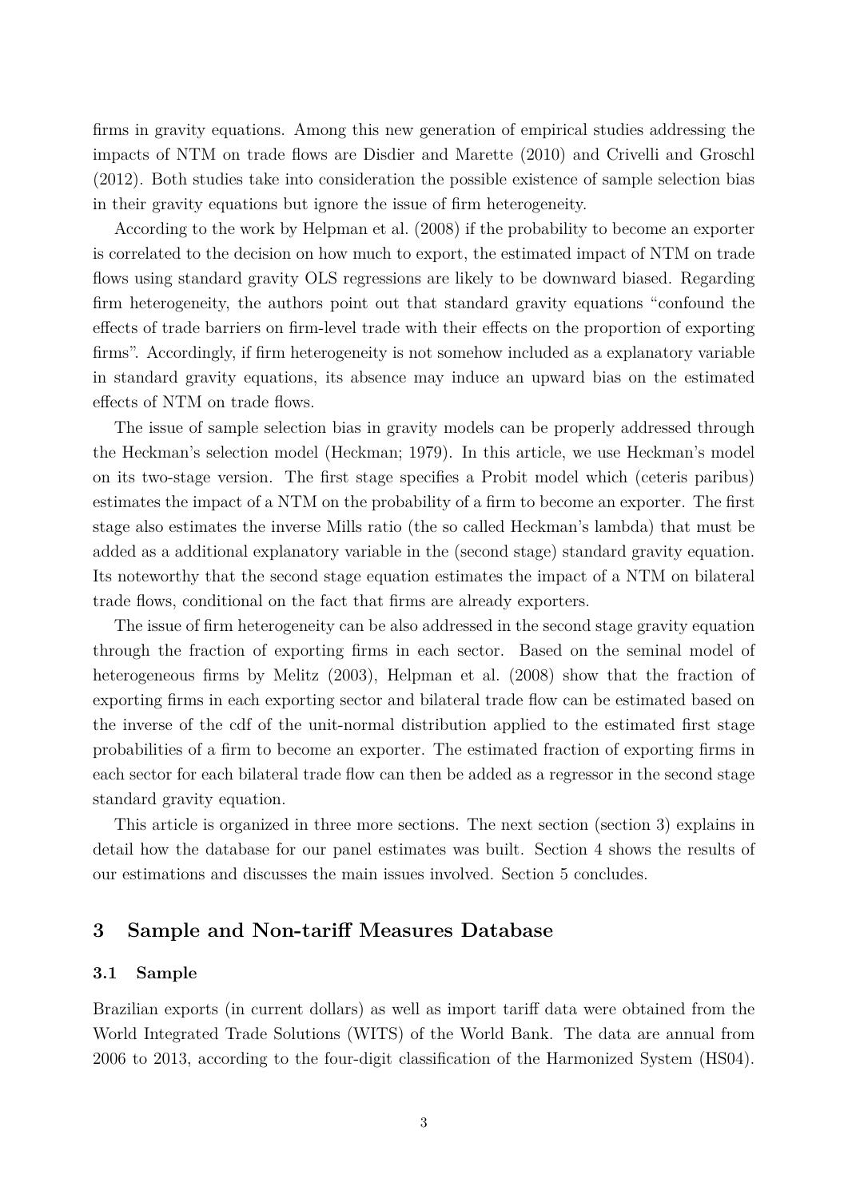firms in gravity equations. Among this new generation of empirical studies addressing the impacts of NTM on trade flows are Disdier and Marette (2010) and Crivelli and Groschl (2012). Both studies take into consideration the possible existence of sample selection bias in their gravity equations but ignore the issue of firm heterogeneity.

According to the work by Helpman et al. (2008) if the probability to become an exporter is correlated to the decision on how much to export, the estimated impact of NTM on trade flows using standard gravity OLS regressions are likely to be downward biased. Regarding firm heterogeneity, the authors point out that standard gravity equations "confound the effects of trade barriers on firm-level trade with their effects on the proportion of exporting firms". Accordingly, if firm heterogeneity is not somehow included as a explanatory variable in standard gravity equations, its absence may induce an upward bias on the estimated effects of NTM on trade flows.

The issue of sample selection bias in gravity models can be properly addressed through the Heckman's selection model (Heckman; 1979). In this article, we use Heckman's model on its two-stage version. The first stage specifies a Probit model which (ceteris paribus) estimates the impact of a NTM on the probability of a firm to become an exporter. The first stage also estimates the inverse Mills ratio (the so called Heckman's lambda) that must be added as a additional explanatory variable in the (second stage) standard gravity equation. Its noteworthy that the second stage equation estimates the impact of a NTM on bilateral trade flows, conditional on the fact that firms are already exporters.

The issue of firm heterogeneity can be also addressed in the second stage gravity equation through the fraction of exporting firms in each sector. Based on the seminal model of heterogeneous firms by Melitz (2003), Helpman et al. (2008) show that the fraction of exporting firms in each exporting sector and bilateral trade flow can be estimated based on the inverse of the cdf of the unit-normal distribution applied to the estimated first stage probabilities of a firm to become an exporter. The estimated fraction of exporting firms in each sector for each bilateral trade flow can then be added as a regressor in the second stage standard gravity equation.

This article is organized in three more sections. The next section (section 3) explains in detail how the database for our panel estimates was built. Section 4 shows the results of our estimations and discusses the main issues involved. Section 5 concludes.

## 3 Sample and Non-tariff Measures Database

### 3.1 Sample

Brazilian exports (in current dollars) as well as import tariff data were obtained from the World Integrated Trade Solutions (WITS) of the World Bank. The data are annual from 2006 to 2013, according to the four-digit classification of the Harmonized System (HS04).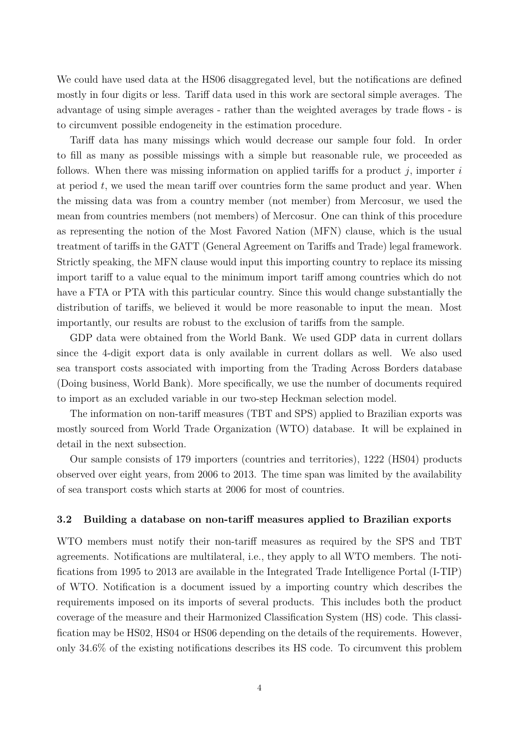We could have used data at the HS06 disaggregated level, but the notifications are defined mostly in four digits or less. Tariff data used in this work are sectoral simple averages. The advantage of using simple averages - rather than the weighted averages by trade flows - is to circumvent possible endogeneity in the estimation procedure.

Tariff data has many missings which would decrease our sample four fold. In order to fill as many as possible missings with a simple but reasonable rule, we proceeded as follows. When there was missing information on applied tariffs for a product $j$, importer $i$ at period $t$, we used the mean tariff over countries form the same product and year. When the missing data was from a country member (not member) from Mercosur, we used the mean from countries members (not members) of Mercosur. One can think of this procedure as representing the notion of the Most Favored Nation (MFN) clause, which is the usual treatment of tariffs in the GATT (General Agreement on Tariffs and Trade) legal framework. Strictly speaking, the MFN clause would input this importing country to replace its missing import tariff to a value equal to the minimum import tariff among countries which do not have a FTA or PTA with this particular country. Since this would change substantially the distribution of tariffs, we believed it would be more reasonable to input the mean. Most importantly, our results are robust to the exclusion of tariffs from the sample.

GDP data were obtained from the World Bank. We used GDP data in current dollars since the 4-digit export data is only available in current dollars as well. We also used sea transport costs associated with importing from the Trading Across Borders database (Doing business, World Bank). More specifically, we use the number of documents required to import as an excluded variable in our two-step Heckman selection model.

The information on non-tariff measures (TBT and SPS) applied to Brazilian exports was mostly sourced from World Trade Organization (WTO) database. It will be explained in detail in the next subsection.

Our sample consists of 179 importers (countries and territories), 1222 (HS04) products observed over eight years, from 2006 to 2013. The time span was limited by the availability of sea transport costs which starts at 2006 for most of countries.

### 3.2 Building a database on non-tariff measures applied to Brazilian exports

WTO members must notify their non-tariff measures as required by the SPS and TBT agreements. Notifications are multilateral, i.e., they apply to all WTO members. The notifications from 1995 to 2013 are available in the Integrated Trade Intelligence Portal (I-TIP) of WTO. Notification is a document issued by a importing country which describes the requirements imposed on its imports of several products. This includes both the product coverage of the measure and their Harmonized Classification System (HS) code. This classification may be HS02, HS04 or HS06 depending on the details of the requirements. However, only 34.6% of the existing notifications describes its HS code. To circumvent this problem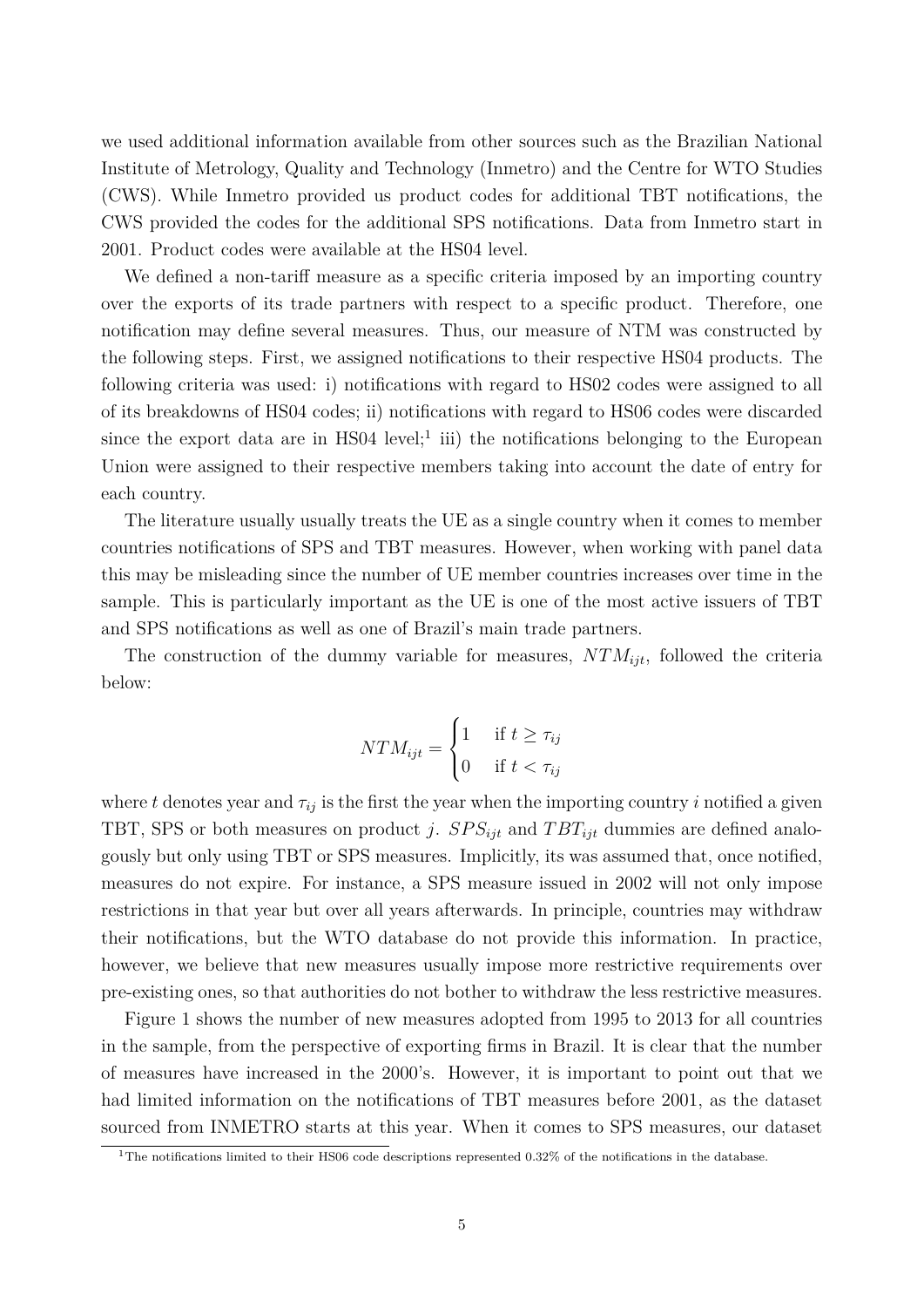we used additional information available from other sources such as the Brazilian National Institute of Metrology, Quality and Technology (Inmetro) and the Centre for WTO Studies (CWS). While Inmetro provided us product codes for additional TBT notifications, the CWS provided the codes for the additional SPS notifications. Data from Inmetro start in 2001. Product codes were available at the HS04 level.

We defined a non-tariff measure as a specific criteria imposed by an importing country over the exports of its trade partners with respect to a specific product. Therefore, one notification may define several measures. Thus, our measure of NTM was constructed by the following steps. First, we assigned notifications to their respective HS04 products. The following criteria was used: i) notifications with regard to HS02 codes were assigned to all of its breakdowns of HS04 codes; ii) notifications with regard to HS06 codes were discarded since the export data are in HS04 level;[1] iii) the notifications belonging to the European Union were assigned to their respective members taking into account the date of entry for each country.

The literature usually usually treats the UE as a single country when it comes to member countries notifications of SPS and TBT measures. However, when working with panel data this may be misleading since the number of UE member countries increases over time in the sample. This is particularly important as the UE is one of the most active issuers of TBT and SPS notifications as well as one of Brazil's main trade partners.

The construction of the dummy variable for measures, $NTM_{ijt}$, followed the criteria below:

$$NTM_{ijt} = \begin{cases} 1 & \text{if } t \geq \tau_{ij} \\ 0 & \text{if } t < \tau_{ij} \end{cases}$$

where $t$ denotes year and $\tau_{ij}$ is the first the year when the importing country $i$ notified a given TBT, SPS or both measures on product $j$. $SPS_{ijt}$ and $TBT_{ijt}$ dummies are defined analogously but only using TBT or SPS measures. Implicitly, its was assumed that, once notified, measures do not expire. For instance, a SPS measure issued in 2002 will not only impose restrictions in that year but over all years afterwards. In principle, countries may withdraw their notifications, but the WTO database do not provide this information. In practice, however, we believe that new measures usually impose more restrictive requirements over pre-existing ones, so that authorities do not bother to withdraw the less restrictive measures.

Figure 1 shows the number of new measures adopted from 1995 to 2013 for all countries in the sample, from the perspective of exporting firms in Brazil. It is clear that the number of measures have increased in the 2000's. However, it is important to point out that we had limited information on the notifications of TBT measures before 2001, as the dataset sourced from INMETRO starts at this year. When it comes to SPS measures, our dataset

[1] The notifications limited to their HS06 code descriptions represented 0.32% of the notifications in the database.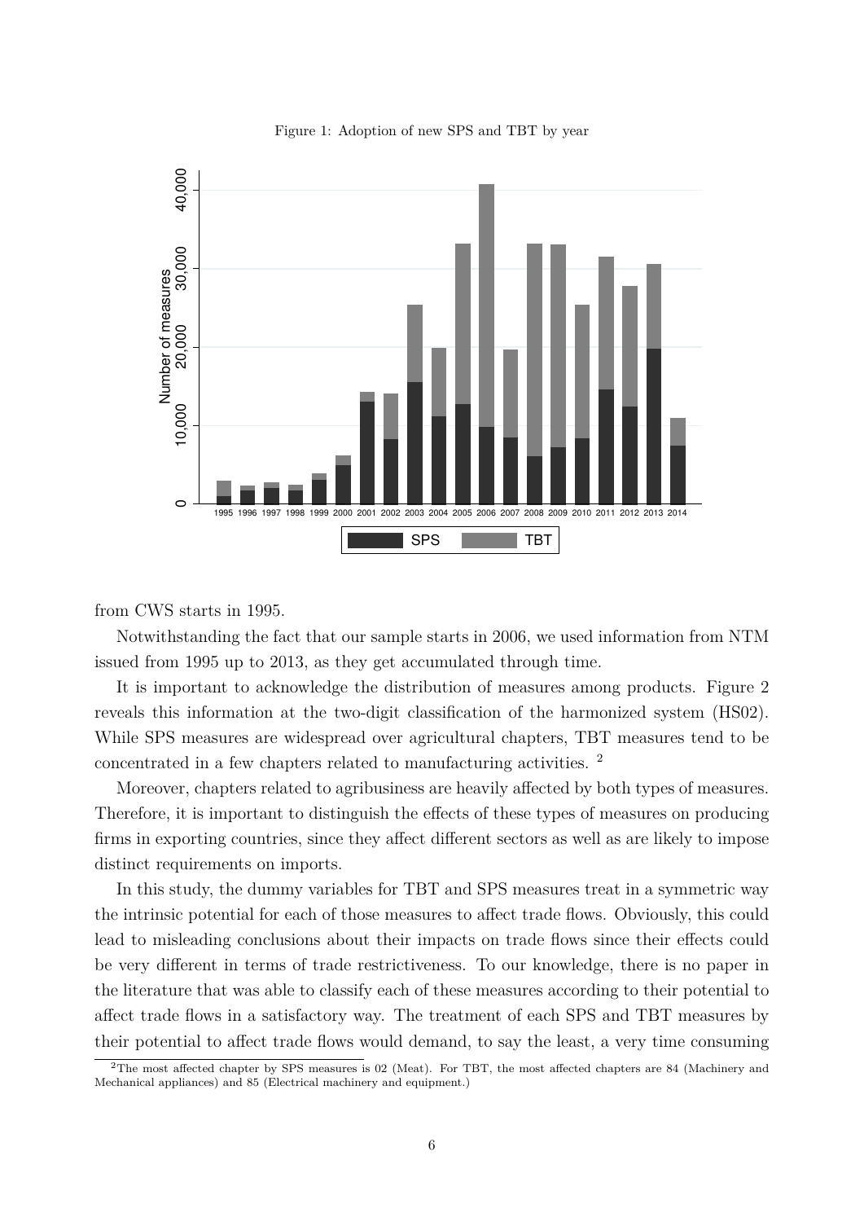Figure 1: Adoption of new SPS and TBT by year

from CWS starts in 1995.

Notwithstanding the fact that our sample starts in 2006, we used information from NTM issued from 1995 up to 2013, as they get accumulated through time.

It is important to acknowledge the distribution of measures among products. Figure 2 reveals this information at the two-digit classification of the harmonized system (HS02). While SPS measures are widespread over agricultural chapters, TBT measures tend to be concentrated in a few chapters related to manufacturing activities. [2]

Moreover, chapters related to agribusiness are heavily affected by both types of measures. Therefore, it is important to distinguish the effects of these types of measures on producing firms in exporting countries, since they affect different sectors as well as are likely to impose distinct requirements on imports.

In this study, the dummy variables for TBT and SPS measures treat in a symmetric way the intrinsic potential for each of those measures to affect trade flows. Obviously, this could lead to misleading conclusions about their impacts on trade flows since their effects could be very different in terms of trade restrictiveness. To our knowledge, there is no paper in the literature that was able to classify each of these measures according to their potential to affect trade flows in a satisfactory way. The treatment of each SPS and TBT measures by their potential to affect trade flows would demand, to say the least, a very time consuming

[2] The most affected chapter by SPS measures is 02 (Meat). For TBT, the most affected chapters are 84 (Machinery and Mechanical appliances) and 85 (Electrical machinery and equipment.)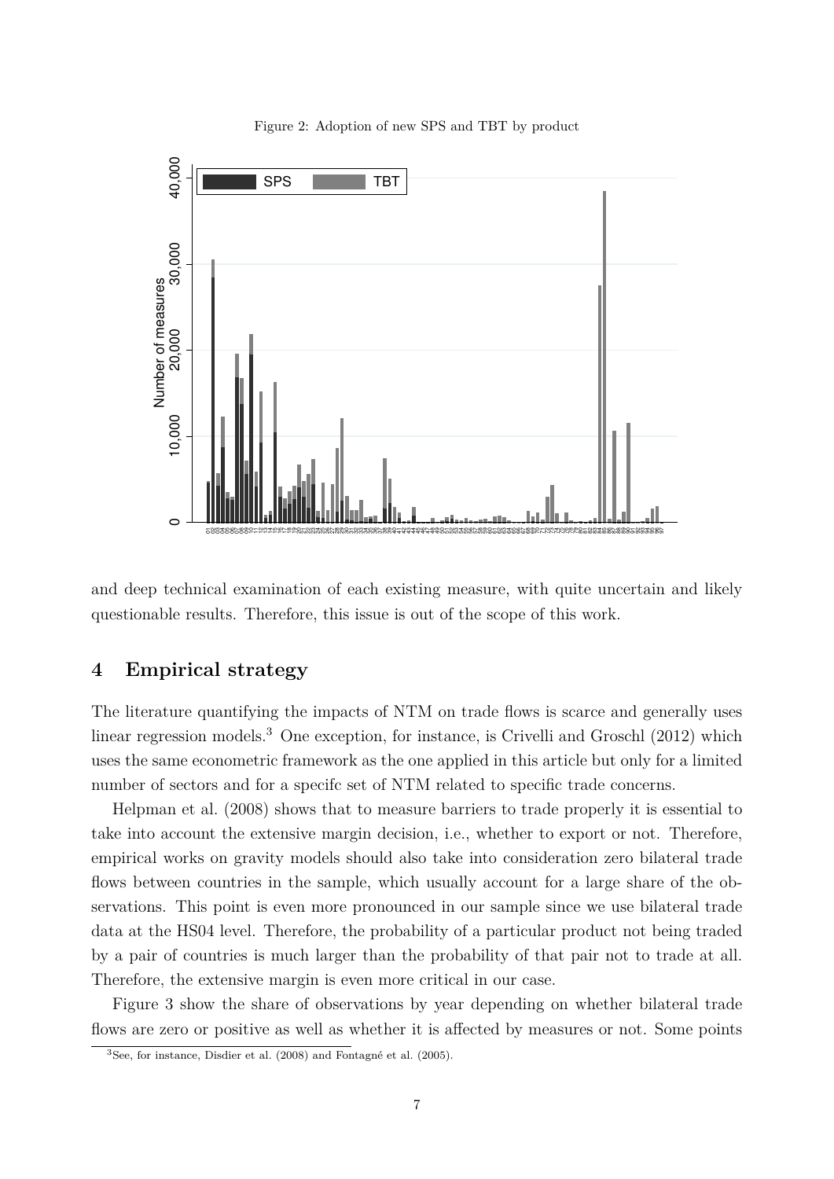Figure 2: Adoption of new SPS and TBT by product

and deep technical examination of each existing measure, with quite uncertain and likely questionable results. Therefore, this issue is out of the scope of this work.

## 4 Empirical strategy

The literature quantifying the impacts of NTM on trade flows is scarce and generally uses linear regression models.[3] One exception, for instance, is Crivelli and Groschl (2012) which uses the same econometric framework as the one applied in this article but only for a limited number of sectors and for a specifc set of NTM related to specific trade concerns.

Helpman et al. (2008) shows that to measure barriers to trade properly it is essential to take into account the extensive margin decision, i.e., whether to export or not. Therefore, empirical works on gravity models should also take into consideration zero bilateral trade flows between countries in the sample, which usually account for a large share of the observations. This point is even more pronounced in our sample since we use bilateral trade data at the HS04 level. Therefore, the probability of a particular product not being traded by a pair of countries is much larger than the probability of that pair not to trade at all. Therefore, the extensive margin is even more critical in our case.

Figure 3 show the share of observations by year depending on whether bilateral trade flows are zero or positive as well as whether it is affected by measures or not. Some points

[3] See, for instance, Disdier et al. (2008) and Fontagné et al. (2005).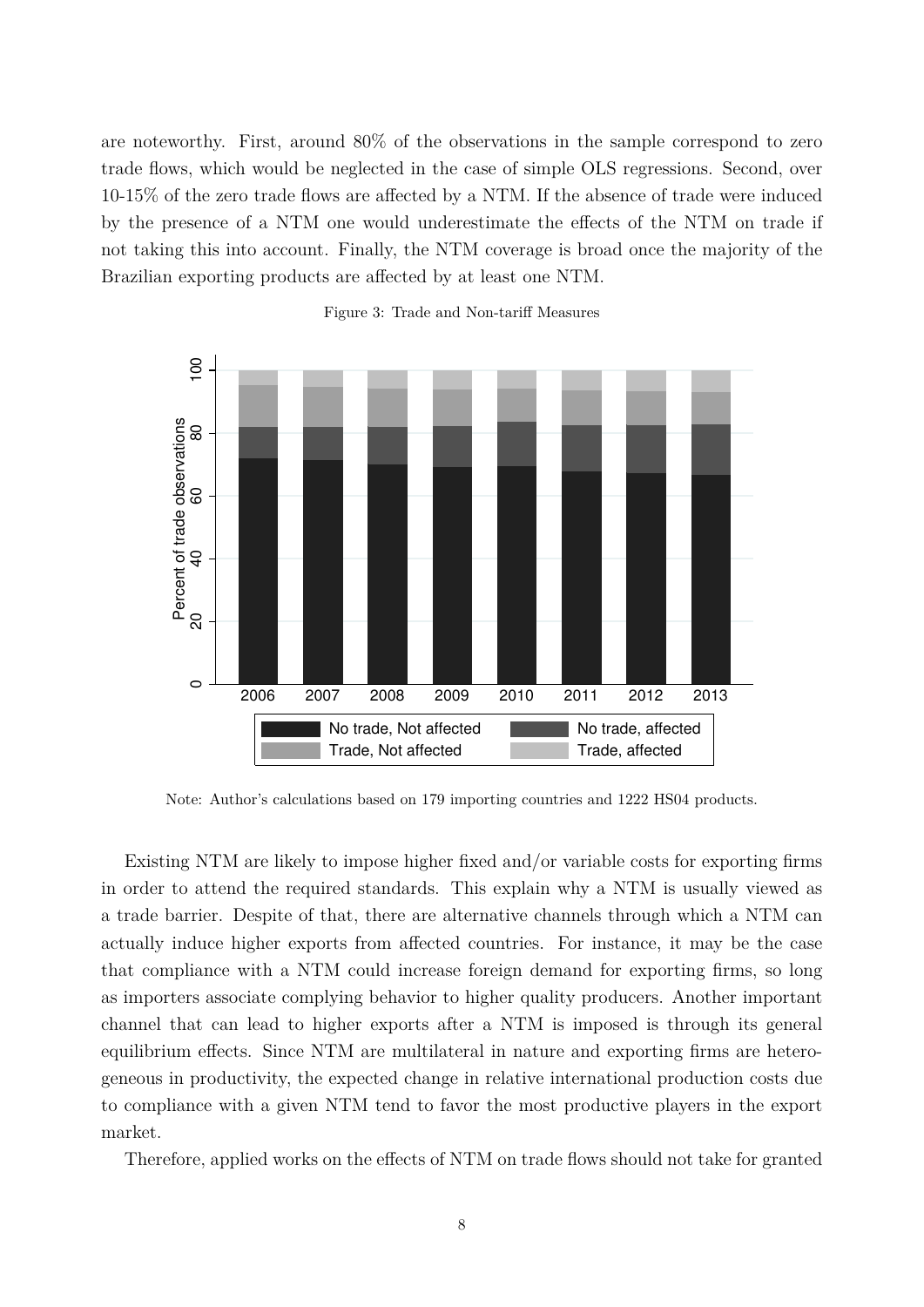are noteworthy. First, around 80% of the observations in the sample correspond to zero trade flows, which would be neglected in the case of simple OLS regressions. Second, over 10-15% of the zero trade flows are affected by a NTM. If the absence of trade were induced by the presence of a NTM one would underestimate the effects of the NTM on trade if not taking this into account. Finally, the NTM coverage is broad once the majority of the Brazilian exporting products are affected by at least one NTM.

Figure 3: Trade and Non-tariff Measures

Note: Author's calculations based on 179 importing countries and 1222 HS04 products.

Existing NTM are likely to impose higher fixed and/or variable costs for exporting firms in order to attend the required standards. This explain why a NTM is usually viewed as a trade barrier. Despite of that, there are alternative channels through which a NTM can actually induce higher exports from affected countries. For instance, it may be the case that compliance with a NTM could increase foreign demand for exporting firms, so long as importers associate complying behavior to higher quality producers. Another important channel that can lead to higher exports after a NTM is imposed is through its general equilibrium effects. Since NTM are multilateral in nature and exporting firms are heterogeneous in productivity, the expected change in relative international production costs due to compliance with a given NTM tend to favor the most productive players in the export market.

Therefore, applied works on the effects of NTM on trade flows should not take for granted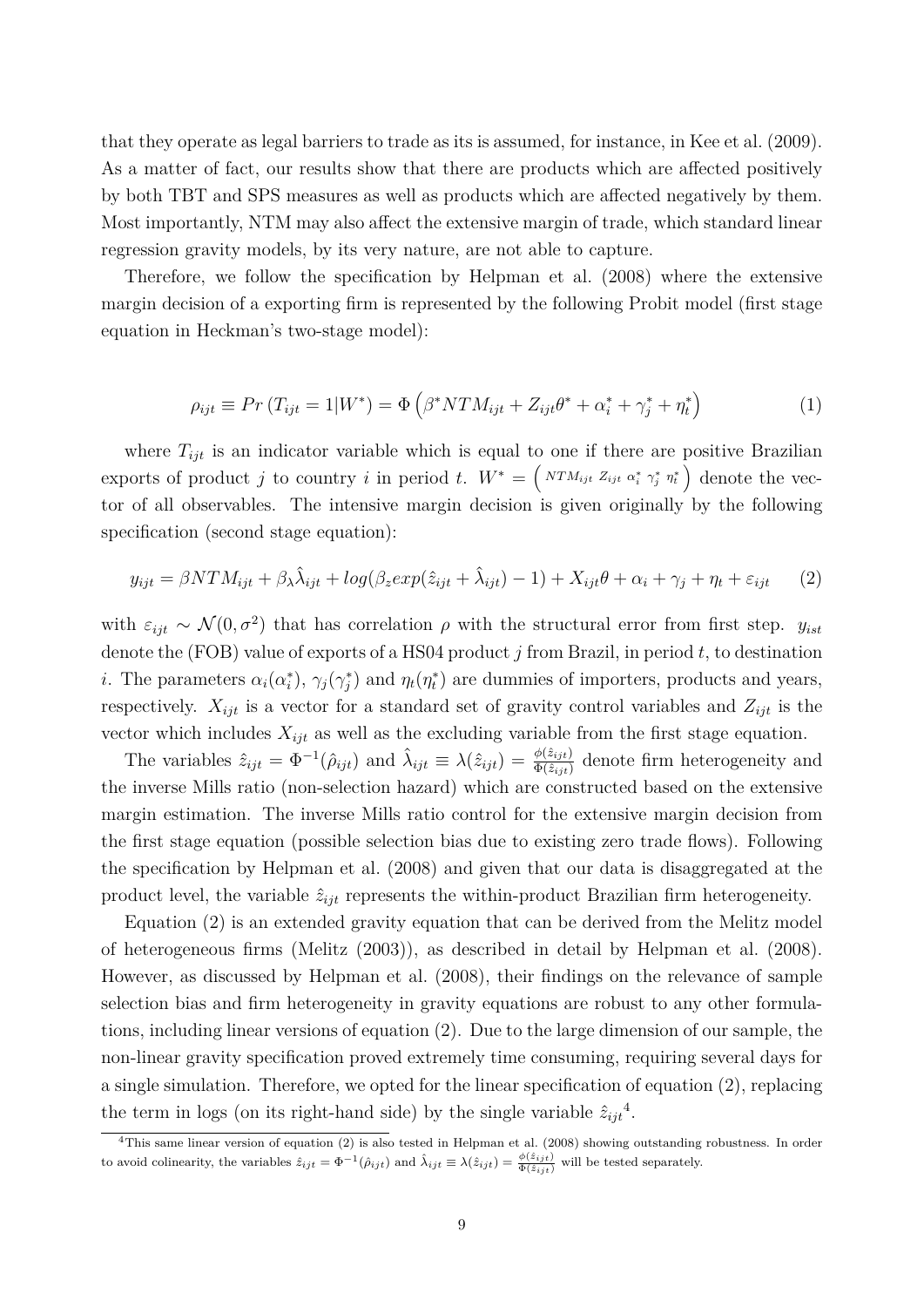that they operate as legal barriers to trade as its is assumed, for instance, in Kee et al. (2009). As a matter of fact, our results show that there are products which are affected positively by both TBT and SPS measures as well as products which are affected negatively by them. Most importantly, NTM may also affect the extensive margin of trade, which standard linear regression gravity models, by its very nature, are not able to capture.

Therefore, we follow the specification by Helpman et al. (2008) where the extensive margin decision of a exporting firm is represented by the following Probit model (first stage equation in Heckman's two-stage model):

$$\rho_{ijt} \equiv Pr\left(T_{ijt} = 1 | W^{*}\right) = \Phi\left(\beta^{*} NTM_{ijt} + Z_{ijt}\theta^{*} + \alpha_i^{*} + \gamma_j^{*} + \eta_t^{*}\right) \tag{1}$$

where $T_{ijt}$ is an indicator variable which is equal to one if there are positive Brazilian exports of product $j$ to country $i$ in period $t$. $W^{*} = \left( NTM_{ijt} \; Z_{ijt} \; \alpha_i^{*} \; \gamma_j^{*} \; \eta_t^{*} \right)$ denote the vector of all observables. The intensive margin decision is given originally by the following specification (second stage equation):

$$y_{ijt} = \beta NTM_{ijt} + \beta_{\lambda}\hat{\lambda}_{ijt} + log(\beta_z exp(\hat{z}_{ijt} + \hat{\lambda}_{ijt}) - 1) + X_{ijt}\theta + \alpha_i + \gamma_j + \eta_t + \varepsilon_{ijt} \tag{2}$$

with $\varepsilon_{ijt} \sim \mathcal{N}(0, \sigma^2)$ that has correlation $\rho$ with the structural error from first step. $y_{ist}$ denote the (FOB) value of exports of a HS04 product $j$ from Brazil, in period $t$, to destination $i$. The parameters $\alpha_i(\alpha_i^{*})$, $\gamma_j(\gamma_j^{*})$ and $\eta_t(\eta_t^{*})$ are dummies of importers, products and years, respectively. $X_{ijt}$ is a vector for a standard set of gravity control variables and $Z_{ijt}$ is the vector which includes $X_{ijt}$ as well as the excluding variable from the first stage equation.

The variables $\hat{z}_{ijt} = \Phi^{-1}(\hat{\rho}_{ijt})$ and $\hat{\lambda}_{ijt} \equiv \lambda(\hat{z}_{ijt}) = \frac{\phi(\hat{z}_{ijt})}{\Phi(\hat{z}_{ijt})}$ denote firm heterogeneity and the inverse Mills ratio (non-selection hazard) which are constructed based on the extensive margin estimation. The inverse Mills ratio control for the extensive margin decision from the first stage equation (possible selection bias due to existing zero trade flows). Following the specification by Helpman et al. (2008) and given that our data is disaggregated at the product level, the variable $\hat{z}_{ijt}$ represents the within-product Brazilian firm heterogeneity.

Equation (2) is an extended gravity equation that can be derived from the Melitz model of heterogeneous firms (Melitz (2003)), as described in detail by Helpman et al. (2008). However, as discussed by Helpman et al. (2008), their findings on the relevance of sample selection bias and firm heterogeneity in gravity equations are robust to any other formulations, including linear versions of equation (2). Due to the large dimension of our sample, the non-linear gravity specification proved extremely time consuming, requiring several days for a single simulation. Therefore, we opted for the linear specification of equation (2), replacing the term in logs (on its right-hand side) by the single variable $\hat{z}_{ijt}$[4].

[4]This same linear version of equation (2) is also tested in Helpman et al. (2008) showing outstanding robustness. In order to avoid colinearity, the variables $\hat{z}_{ijt} = \Phi^{-1}(\hat{\rho}_{ijt})$ and $\hat{\lambda}_{ijt} \equiv \lambda(\hat{z}_{ijt}) = \frac{\phi(\hat{z}_{ijt})}{\Phi(\hat{z}_{ijt})}$ will be tested separately.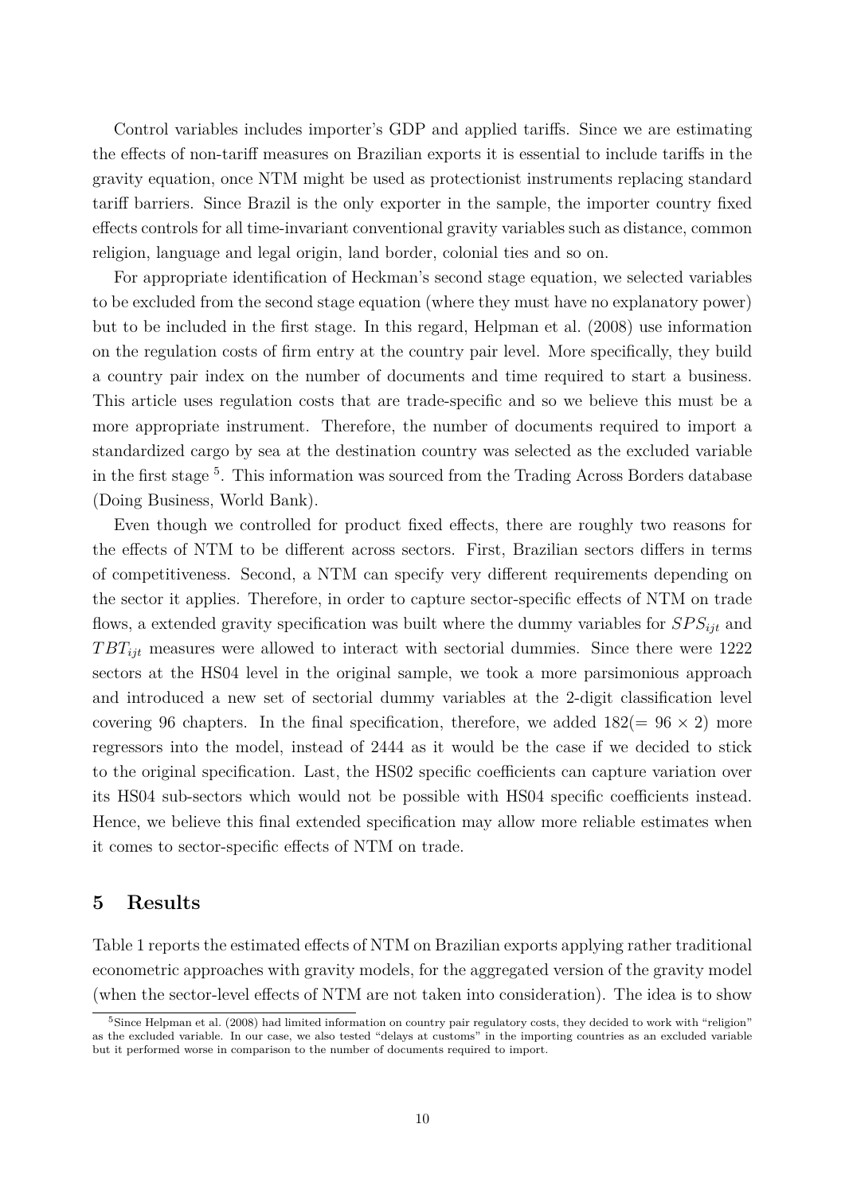Control variables includes importer's GDP and applied tariffs. Since we are estimating the effects of non-tariff measures on Brazilian exports it is essential to include tariffs in the gravity equation, once NTM might be used as protectionist instruments replacing standard tariff barriers. Since Brazil is the only exporter in the sample, the importer country fixed effects controls for all time-invariant conventional gravity variables such as distance, common religion, language and legal origin, land border, colonial ties and so on.

For appropriate identification of Heckman's second stage equation, we selected variables to be excluded from the second stage equation (where they must have no explanatory power) but to be included in the first stage. In this regard, Helpman et al. (2008) use information on the regulation costs of firm entry at the country pair level. More specifically, they build a country pair index on the number of documents and time required to start a business. This article uses regulation costs that are trade-specific and so we believe this must be a more appropriate instrument. Therefore, the number of documents required to import a standardized cargo by sea at the destination country was selected as the excluded variable in the first stage [5]. This information was sourced from the Trading Across Borders database (Doing Business, World Bank).

Even though we controlled for product fixed effects, there are roughly two reasons for the effects of NTM to be different across sectors. First, Brazilian sectors differs in terms of competitiveness. Second, a NTM can specify very different requirements depending on the sector it applies. Therefore, in order to capture sector-specific effects of NTM on trade flows, a extended gravity specification was built where the dummy variables for $SPS_{ijt}$ and $TBT_{ijt}$ measures were allowed to interact with sectorial dummies. Since there were 1222 sectors at the HS04 level in the original sample, we took a more parsimonious approach and introduced a new set of sectorial dummy variables at the 2-digit classification level covering 96 chapters. In the final specification, therefore, we added $182 (= 96 \times 2)$ more regressors into the model, instead of 2444 as it would be the case if we decided to stick to the original specification. Last, the HS02 specific coefficients can capture variation over its HS04 sub-sectors which would not be possible with HS04 specific coefficients instead. Hence, we believe this final extended specification may allow more reliable estimates when it comes to sector-specific effects of NTM on trade.

## 5 Results

Table 1 reports the estimated effects of NTM on Brazilian exports applying rather traditional econometric approaches with gravity models, for the aggregated version of the gravity model (when the sector-level effects of NTM are not taken into consideration). The idea is to show

[5] Since Helpman et al. (2008) had limited information on country pair regulatory costs, they decided to work with "religion" as the excluded variable. In our case, we also tested "delays at customs" in the importing countries as an excluded variable but it performed worse in comparison to the number of documents required to import.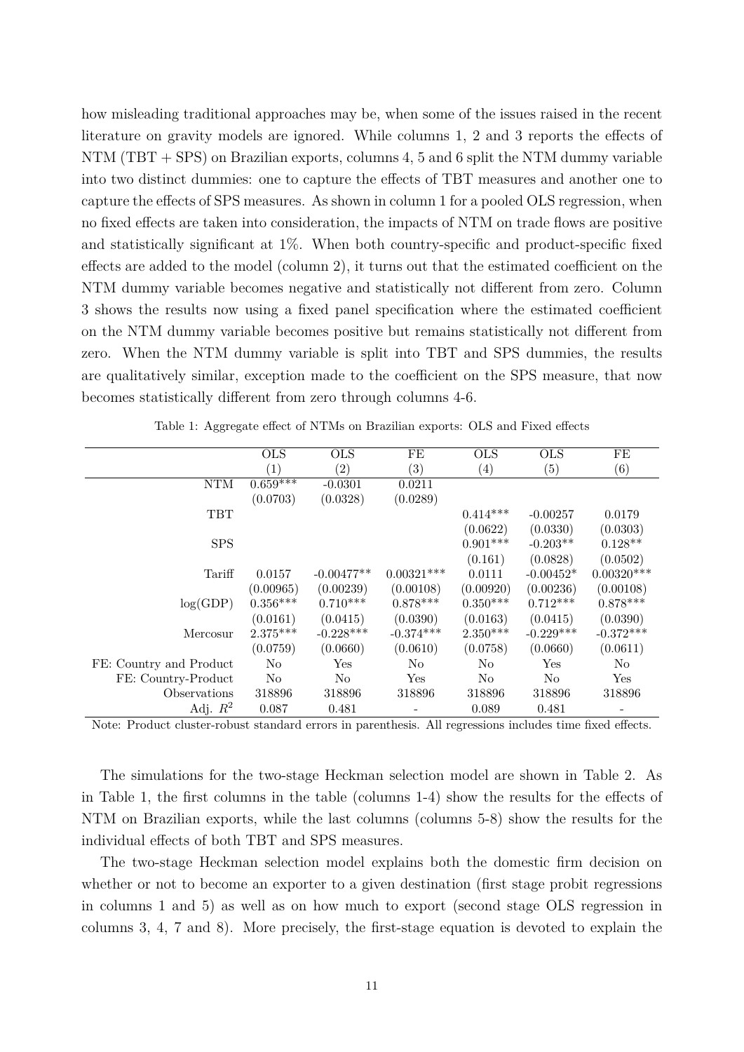how misleading traditional approaches may be, when some of the issues raised in the recent literature on gravity models are ignored. While columns 1, 2 and 3 reports the effects of NTM (TBT + SPS) on Brazilian exports, columns 4, 5 and 6 split the NTM dummy variable into two distinct dummies: one to capture the effects of TBT measures and another one to capture the effects of SPS measures. As shown in column 1 for a pooled OLS regression, when no fixed effects are taken into consideration, the impacts of NTM on trade flows are positive and statistically significant at 1%. When both country-specific and product-specific fixed effects are added to the model (column 2), it turns out that the estimated coefficient on the NTM dummy variable becomes negative and statistically not different from zero. Column 3 shows the results now using a fixed panel specification where the estimated coefficient on the NTM dummy variable becomes positive but remains statistically not different from zero. When the NTM dummy variable is split into TBT and SPS dummies, the results are qualitatively similar, exception made to the coefficient on the SPS measure, that now becomes statistically different from zero through columns 4-6.

Table 1: Aggregate effect of NTMs on Brazilian exports: OLS and Fixed effects

| | OLS | OLS | FE | OLS | OLS | FE |
|---|---|---|---|---|---|---|
| | (1) | (2) | (3) | (4) | (5) | (6) |
| NTM | 0.659*** | -0.0301 | 0.0211 | | | |
| | (0.0703) | (0.0328) | (0.0289) | | | |
| TBT | | | | 0.414*** | -0.00257 | 0.0179 |
| | | | | (0.0622) | (0.0330) | (0.0303) |
| SPS | | | | 0.901*** | -0.203** | 0.128** |
| | | | | (0.161) | (0.0828) | (0.0502) |
| Tariff | 0.0157 | -0.00477** | 0.00321*** | 0.0111 | -0.00452* | 0.00320*** |
| | (0.00965) | (0.00239) | (0.00108) | (0.00920) | (0.00236) | (0.00108) |
| log(GDP) | 0.356*** | 0.710*** | 0.878*** | 0.350*** | 0.712*** | 0.878*** |
| | (0.0161) | (0.0415) | (0.0390) | (0.0163) | (0.0415) | (0.0390) |
| Mercosur | 2.375*** | -0.228*** | -0.374*** | 2.350*** | -0.229*** | -0.372*** |
| | (0.0759) | (0.0660) | (0.0610) | (0.0758) | (0.0660) | (0.0611) |
| FE: Country and Product | No | Yes | No | No | Yes | No |
| FE: Country-Product | No | No | Yes | No | No | Yes |
| Observations | 318896 | 318896 | 318896 | 318896 | 318896 | 318896 |
| Adj. $R^2$ | 0.087 | 0.481 | - | 0.089 | 0.481 | - |

Note: Product cluster-robust standard errors in parenthesis. All regressions includes time fixed effects.

The simulations for the two-stage Heckman selection model are shown in Table 2. As in Table 1, the first columns in the table (columns 1-4) show the results for the effects of NTM on Brazilian exports, while the last columns (columns 5-8) show the results for the individual effects of both TBT and SPS measures.

The two-stage Heckman selection model explains both the domestic firm decision on whether or not to become an exporter to a given destination (first stage probit regressions in columns 1 and 5) as well as on how much to export (second stage OLS regression in columns 3, 4, 7 and 8). More precisely, the first-stage equation is devoted to explain the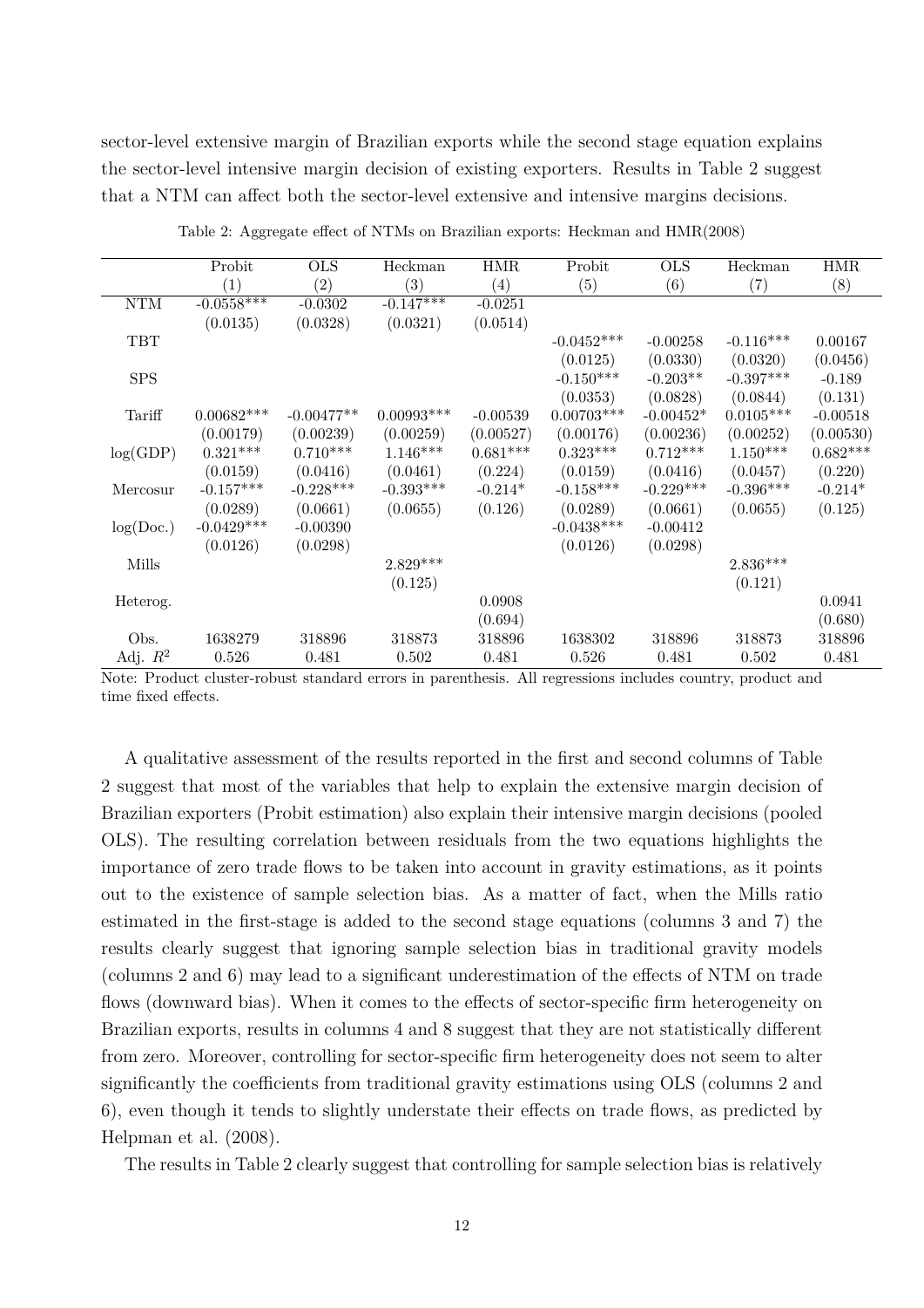sector-level extensive margin of Brazilian exports while the second stage equation explains the sector-level intensive margin decision of existing exporters. Results in Table 2 suggest that a NTM can affect both the sector-level extensive and intensive margins decisions.

Table 2: Aggregate effect of NTMs on Brazilian exports: Heckman and HMR(2008)

| | Probit | OLS | Heckman | HMR | Probit | OLS | Heckman | HMR |
|---|---|---|---|---|---|---|---|---|
| | (1) | (2) | (3) | (4) | (5) | (6) | (7) | (8) |
| NTM | -0.0558*** | -0.0302 | -0.147*** | -0.0251 | | | | |
| | (0.0135) | (0.0328) | (0.0321) | (0.0514) | | | | |
| TBT | | | | | -0.0452*** | -0.00258 | -0.116*** | 0.00167 |
| | | | | | (0.0125) | (0.0330) | (0.0320) | (0.0456) |
| SPS | | | | | -0.150*** | -0.203** | -0.397*** | -0.189 |
| | | | | | (0.0353) | (0.0828) | (0.0844) | (0.131) |
| Tariff | 0.00682*** | -0.00477** | 0.00993*** | -0.00539 | 0.00703*** | -0.00452* | 0.0105*** | -0.00518 |
| | (0.00179) | (0.00239) | (0.00259) | (0.00527) | (0.00176) | (0.00236) | (0.00252) | (0.00530) |
| log(GDP) | 0.321*** | 0.710*** | 1.146*** | 0.681*** | 0.323*** | 0.712*** | 1.150*** | 0.682*** |
| | (0.0159) | (0.0416) | (0.0461) | (0.224) | (0.0159) | (0.0416) | (0.0457) | (0.220) |
| Mercosur | -0.157*** | -0.228*** | -0.393*** | -0.214* | -0.158*** | -0.229*** | -0.396*** | -0.214* |
| | (0.0289) | (0.0661) | (0.0655) | (0.126) | (0.0289) | (0.0661) | (0.0655) | (0.125) |
| log(Doc.) | -0.0429*** | -0.00390 | | | -0.0438*** | -0.00412 | | |
| | (0.0126) | (0.0298) | | | (0.0126) | (0.0298) | | |
| Mills | | | 2.829*** | | | | 2.836*** | |
| | | | (0.125) | | | | (0.121) | |
| Heterog. | | | | 0.0908 | | | | 0.0941 |
| | | | | (0.694) | | | | (0.680) |
| Obs. | 1638279 | 318896 | 318873 | 318896 | 1638302 | 318896 | 318873 | 318896 |
| Adj. $R^2$ | 0.526 | 0.481 | 0.502 | 0.481 | 0.526 | 0.481 | 0.502 | 0.481 |

Note: Product cluster-robust standard errors in parenthesis. All regressions includes country, product and time fixed effects.

A qualitative assessment of the results reported in the first and second columns of Table 2 suggest that most of the variables that help to explain the extensive margin decision of Brazilian exporters (Probit estimation) also explain their intensive margin decisions (pooled OLS). The resulting correlation between residuals from the two equations highlights the importance of zero trade flows to be taken into account in gravity estimations, as it points out to the existence of sample selection bias. As a matter of fact, when the Mills ratio estimated in the first-stage is added to the second stage equations (columns 3 and 7) the results clearly suggest that ignoring sample selection bias in traditional gravity models (columns 2 and 6) may lead to a significant underestimation of the effects of NTM on trade flows (downward bias). When it comes to the effects of sector-specific firm heterogeneity on Brazilian exports, results in columns 4 and 8 suggest that they are not statistically different from zero. Moreover, controlling for sector-specific firm heterogeneity does not seem to alter significantly the coefficients from traditional gravity estimations using OLS (columns 2 and 6), even though it tends to slightly understate their effects on trade flows, as predicted by Helpman et al. (2008).

The results in Table 2 clearly suggest that controlling for sample selection bias is relatively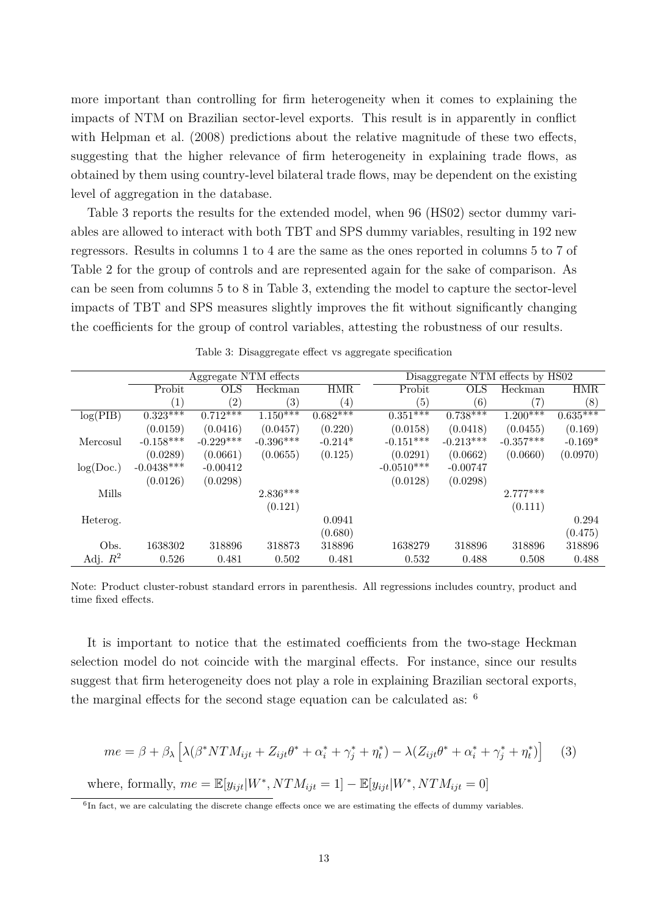more important than controlling for firm heterogeneity when it comes to explaining the impacts of NTM on Brazilian sector-level exports. This result is in apparently in conflict with Helpman et al. (2008) predictions about the relative magnitude of these two effects, suggesting that the higher relevance of firm heterogeneity in explaining trade flows, as obtained by them using country-level bilateral trade flows, may be dependent on the existing level of aggregation in the database.

Table 3 reports the results for the extended model, when 96 (HS02) sector dummy variables are allowed to interact with both TBT and SPS dummy variables, resulting in 192 new regressors. Results in columns 1 to 4 are the same as the ones reported in columns 5 to 7 of Table 2 for the group of controls and are represented again for the sake of comparison. As can be seen from columns 5 to 8 in Table 3, extending the model to capture the sector-level impacts of TBT and SPS measures slightly improves the fit without significantly changing the coefficients for the group of control variables, attesting the robustness of our results.

Table 3: Disaggregate effect vs aggregate specification

| | Aggregate NTM effects | | | | Disaggregate NTM effects by HS02 | | | |
|---|---|---|---|---|---|---|---|---|
| | Probit | OLS | Heckman | HMR | Probit | OLS | Heckman | HMR |
| | (1) | (2) | (3) | (4) | (5) | (6) | (7) | (8) |
| log(PIB) | 0.323*** | 0.712*** | 1.150*** | 0.682*** | 0.351*** | 0.738*** | 1.200*** | 0.635*** |
| | (0.0159) | (0.0416) | (0.0457) | (0.220) | (0.0158) | (0.0418) | (0.0455) | (0.169) |
| Mercosul | -0.158*** | -0.229*** | -0.396*** | -0.214* | -0.151*** | -0.213*** | -0.357*** | -0.169* |
| | (0.0289) | (0.0661) | (0.0655) | (0.125) | (0.0291) | (0.0662) | (0.0660) | (0.0970) |
| log(Doc.) | -0.0438*** | -0.00412 | | | -0.0510*** | -0.00747 | | |
| | (0.0126) | (0.0298) | | | (0.0128) | (0.0298) | | |
| Mills | | | 2.836*** | | | | 2.777*** | |
| | | | (0.121) | | | | (0.111) | |
| Heterog. | | | | 0.0941 | | | | 0.294 |
| | | | | (0.680) | | | | (0.475) |
| Obs. | 1638302 | 318896 | 318873 | 318896 | 1638279 | 318896 | 318896 | 318896 |
| Adj. $R^2$ | 0.526 | 0.481 | 0.502 | 0.481 | 0.532 | 0.488 | 0.508 | 0.488 |

Note: Product cluster-robust standard errors in parenthesis. All regressions includes country, product and time fixed effects.

It is important to notice that the estimated coefficients from the two-stage Heckman selection model do not coincide with the marginal effects. For instance, since our results suggest that firm heterogeneity does not play a role in explaining Brazilian sectoral exports, the marginal effects for the second stage equation can be calculated as: [6]

$$me = \beta + \beta_\lambda \left[ \lambda(\beta^* NTM_{ijt} + Z_{ijt}\theta^* + \alpha_i^* + \gamma_j^* + \eta_t^*) - \lambda(Z_{ijt}\theta^* + \alpha_i^* + \gamma_j^* + \eta_t^*) \right] \quad (3)$$

where, formally, $me = \mathbb{E}[y_{ijt}|W^*, NTM_{ijt} = 1] - \mathbb{E}[y_{ijt}|W^*, NTM_{ijt} = 0]$

[6] In fact, we are calculating the discrete change effects once we are estimating the effects of dummy variables.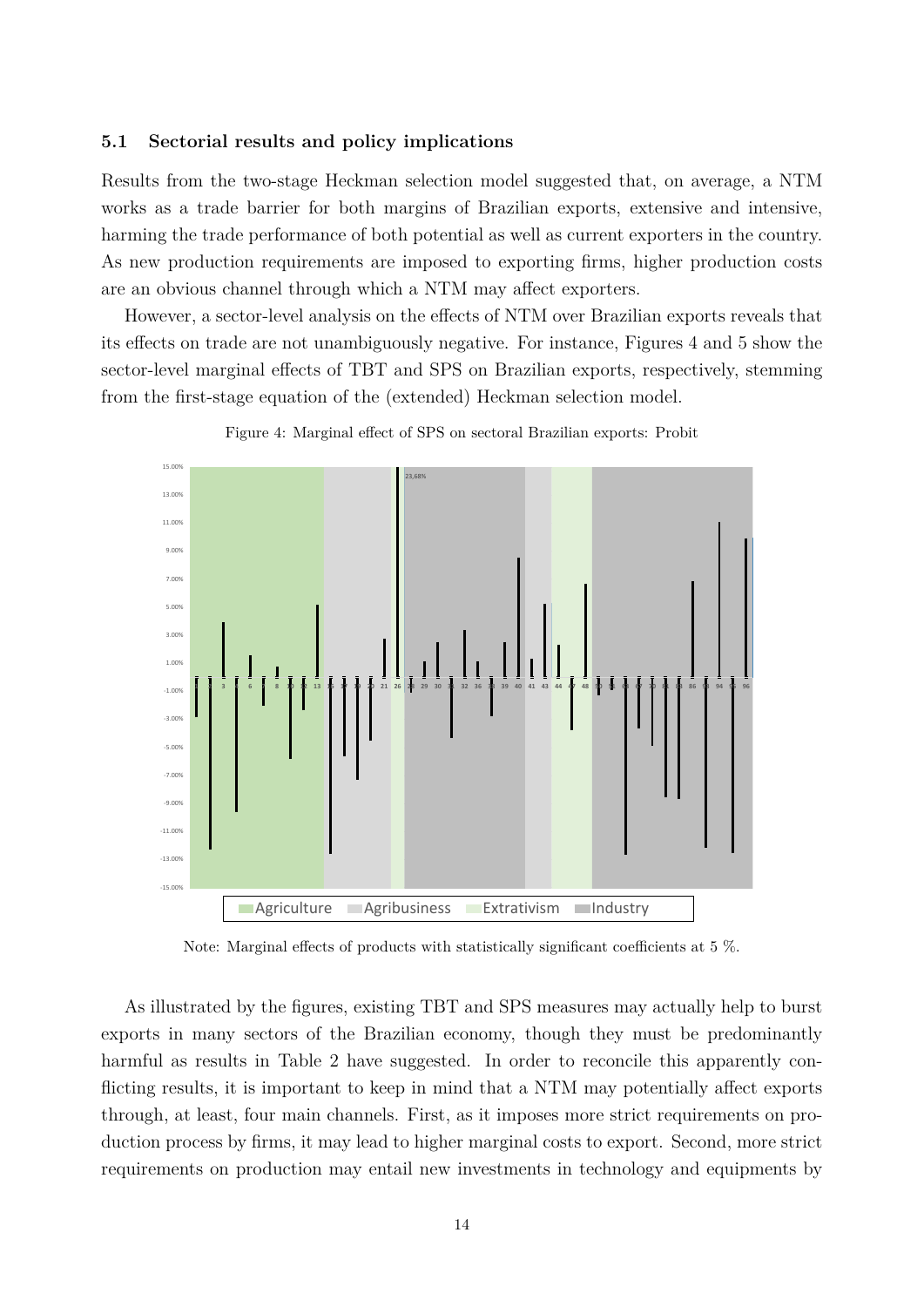### 5.1 Sectorial results and policy implications

Results from the two-stage Heckman selection model suggested that, on average, a NTM works as a trade barrier for both margins of Brazilian exports, extensive and intensive, harming the trade performance of both potential as well as current exporters in the country. As new production requirements are imposed to exporting firms, higher production costs are an obvious channel through which a NTM may affect exporters.

However, a sector-level analysis on the effects of NTM over Brazilian exports reveals that its effects on trade are not unambiguously negative. For instance, Figures 4 and 5 show the sector-level marginal effects of TBT and SPS on Brazilian exports, respectively, stemming from the first-stage equation of the (extended) Heckman selection model.

Figure 4: Marginal effect of SPS on sectoral Brazilian exports: Probit

Note: Marginal effects of products with statistically significant coefficients at 5 %.

As illustrated by the figures, existing TBT and SPS measures may actually help to burst exports in many sectors of the Brazilian economy, though they must be predominantly harmful as results in Table 2 have suggested. In order to reconcile this apparently conflicting results, it is important to keep in mind that a NTM may potentially affect exports through, at least, four main channels. First, as it imposes more strict requirements on production process by firms, it may lead to higher marginal costs to export. Second, more strict requirements on production may entail new investments in technology and equipments by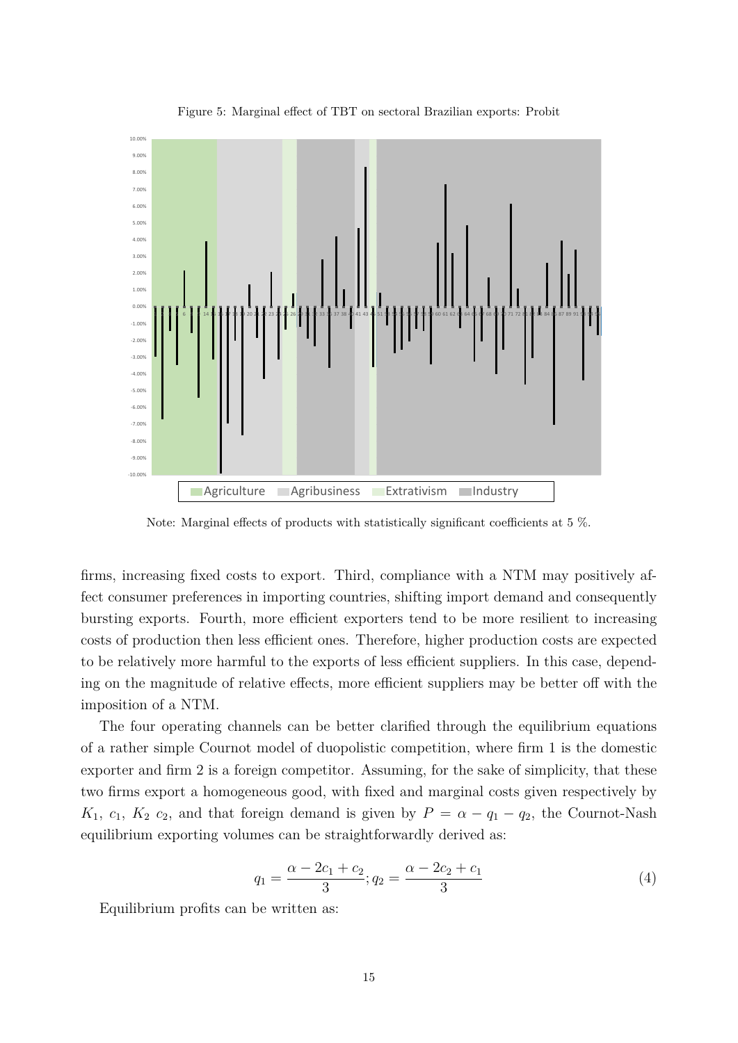Figure 5: Marginal effect of TBT on sectoral Brazilian exports: Probit

Note: Marginal effects of products with statistically significant coefficients at 5 %.

firms, increasing fixed costs to export. Third, compliance with a NTM may positively affect consumer preferences in importing countries, shifting import demand and consequently bursting exports. Fourth, more efficient exporters tend to be more resilient to increasing costs of production then less efficient ones. Therefore, higher production costs are expected to be relatively more harmful to the exports of less efficient suppliers. In this case, depending on the magnitude of relative effects, more efficient suppliers may be better off with the imposition of a NTM.

The four operating channels can be better clarified through the equilibrium equations of a rather simple Cournot model of duopolistic competition, where firm 1 is the domestic exporter and firm 2 is a foreign competitor. Assuming, for the sake of simplicity, that these two firms export a homogeneous good, with fixed and marginal costs given respectively by $K_1$, $c_1$, $K_2$ $c_2$, and that foreign demand is given by $P = \alpha - q_1 - q_2$, the Cournot-Nash equilibrium exporting volumes can be straightforwardly derived as:

$$q_1 = \frac{\alpha - 2c_1 + c_2}{3}; q_2 = \frac{\alpha - 2c_2 + c_1}{3} \tag{4}$$

Equilibrium profits can be written as: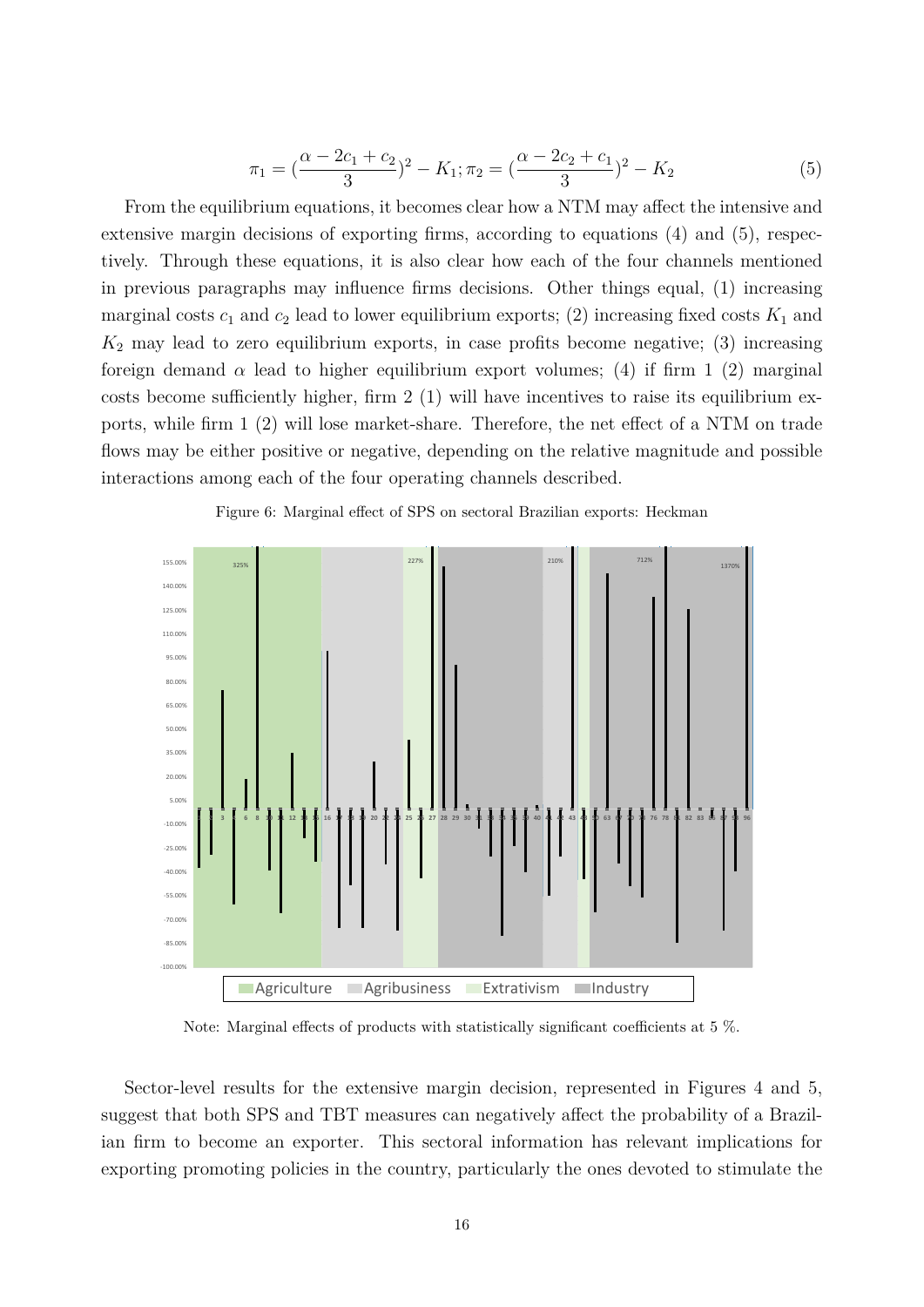$$\pi_1 = (\frac{\alpha - 2c_1 + c_2}{3})^2 - K_1; \pi_2 = (\frac{\alpha - 2c_2 + c_1}{3})^2 - K_2 \tag{5}$$

From the equilibrium equations, it becomes clear how a NTM may affect the intensive and extensive margin decisions of exporting firms, according to equations (4) and (5), respectively. Through these equations, it is also clear how each of the four channels mentioned in previous paragraphs may influence firms decisions. Other things equal, (1) increasing marginal costs $c_1$ and $c_2$ lead to lower equilibrium exports; (2) increasing fixed costs $K_1$ and $K_2$ may lead to zero equilibrium exports, in case profits become negative; (3) increasing foreign demand $\alpha$ lead to higher equilibrium export volumes; (4) if firm 1 (2) marginal costs become sufficiently higher, firm 2 (1) will have incentives to raise its equilibrium exports, while firm 1 (2) will lose market-share. Therefore, the net effect of a NTM on trade flows may be either positive or negative, depending on the relative magnitude and possible interactions among each of the four operating channels described.

Figure 6: Marginal effect of SPS on sectoral Brazilian exports: Heckman

Note: Marginal effects of products with statistically significant coefficients at 5 %.

Sector-level results for the extensive margin decision, represented in Figures 4 and 5, suggest that both SPS and TBT measures can negatively affect the probability of a Brazilian firm to become an exporter. This sectoral information has relevant implications for exporting promoting policies in the country, particularly the ones devoted to stimulate the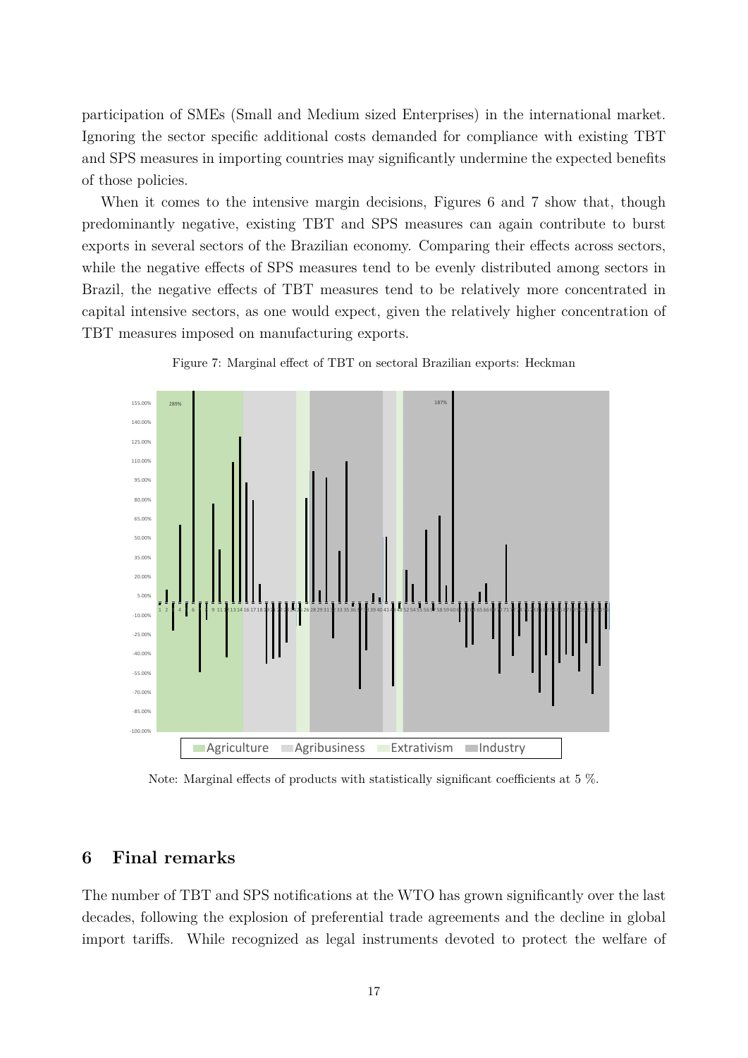participation of SMEs (Small and Medium sized Enterprises) in the international market. Ignoring the sector specific additional costs demanded for compliance with existing TBT and SPS measures in importing countries may significantly undermine the expected benefits of those policies.

When it comes to the intensive margin decisions, Figures 6 and 7 show that, though predominantly negative, existing TBT and SPS measures can again contribute to burst exports in several sectors of the Brazilian economy. Comparing their effects across sectors, while the negative effects of SPS measures tend to be evenly distributed among sectors in Brazil, the negative effects of TBT measures tend to be relatively more concentrated in capital intensive sectors, as one would expect, given the relatively higher concentration of TBT measures imposed on manufacturing exports.

Figure 7: Marginal effect of TBT on sectoral Brazilian exports: Heckman

Note: Marginal effects of products with statistically significant coefficients at 5 %.

## 6 Final remarks

The number of TBT and SPS notifications at the WTO has grown significantly over the last decades, following the explosion of preferential trade agreements and the decline in global import tariffs. While recognized as legal instruments devoted to protect the welfare of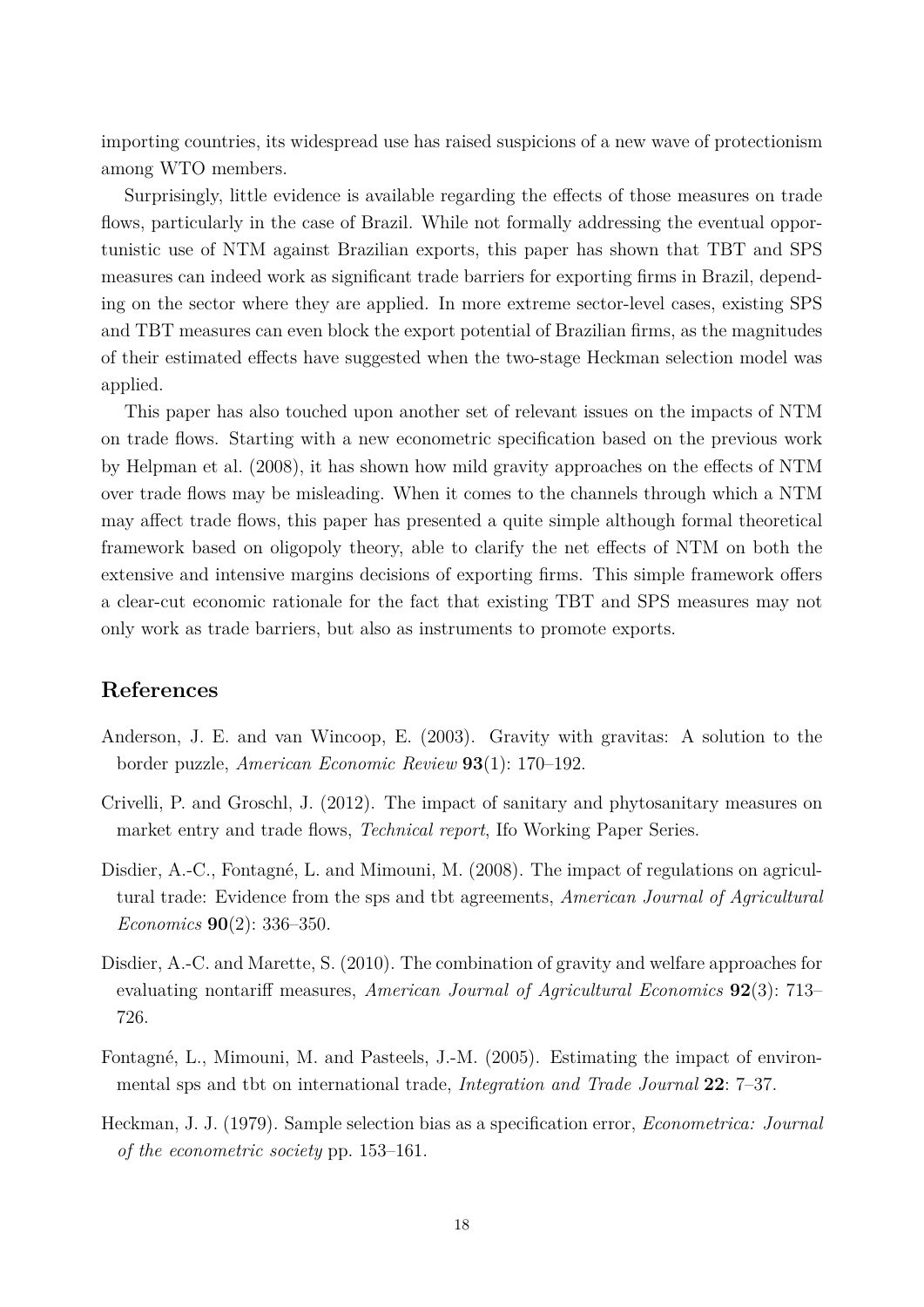importing countries, its widespread use has raised suspicions of a new wave of protectionism among WTO members.

Surprisingly, little evidence is available regarding the effects of those measures on trade flows, particularly in the case of Brazil. While not formally addressing the eventual opportunistic use of NTM against Brazilian exports, this paper has shown that TBT and SPS measures can indeed work as significant trade barriers for exporting firms in Brazil, depending on the sector where they are applied. In more extreme sector-level cases, existing SPS and TBT measures can even block the export potential of Brazilian firms, as the magnitudes of their estimated effects have suggested when the two-stage Heckman selection model was applied.

This paper has also touched upon another set of relevant issues on the impacts of NTM on trade flows. Starting with a new econometric specification based on the previous work by Helpman et al. (2008), it has shown how mild gravity approaches on the effects of NTM over trade flows may be misleading. When it comes to the channels through which a NTM may affect trade flows, this paper has presented a quite simple although formal theoretical framework based on oligopoly theory, able to clarify the net effects of NTM on both the extensive and intensive margins decisions of exporting firms. This simple framework offers a clear-cut economic rationale for the fact that existing TBT and SPS measures may not only work as trade barriers, but also as instruments to promote exports.

## References

Anderson, J. E. and van Wincoop, E. (2003). Gravity with gravitas: A solution to the border puzzle, *American Economic Review* **93**(1): 170–192.

Crivelli, P. and Groschl, J. (2012). The impact of sanitary and phytosanitary measures on market entry and trade flows, *Technical report*, Ifo Working Paper Series.

Disdier, A.-C., Fontagné, L. and Mimouni, M. (2008). The impact of regulations on agricultural trade: Evidence from the sps and tbt agreements, *American Journal of Agricultural Economics* **90**(2): 336–350.

Disdier, A.-C. and Marette, S. (2010). The combination of gravity and welfare approaches for evaluating nontariff measures, *American Journal of Agricultural Economics* **92**(3): 713–726.

Fontagné, L., Mimouni, M. and Pasteels, J.-M. (2005). Estimating the impact of environmental sps and tbt on international trade, *Integration and Trade Journal* **22**: 7–37.

Heckman, J. J. (1979). Sample selection bias as a specification error, *Econometrica: Journal of the econometric society* pp. 153–161.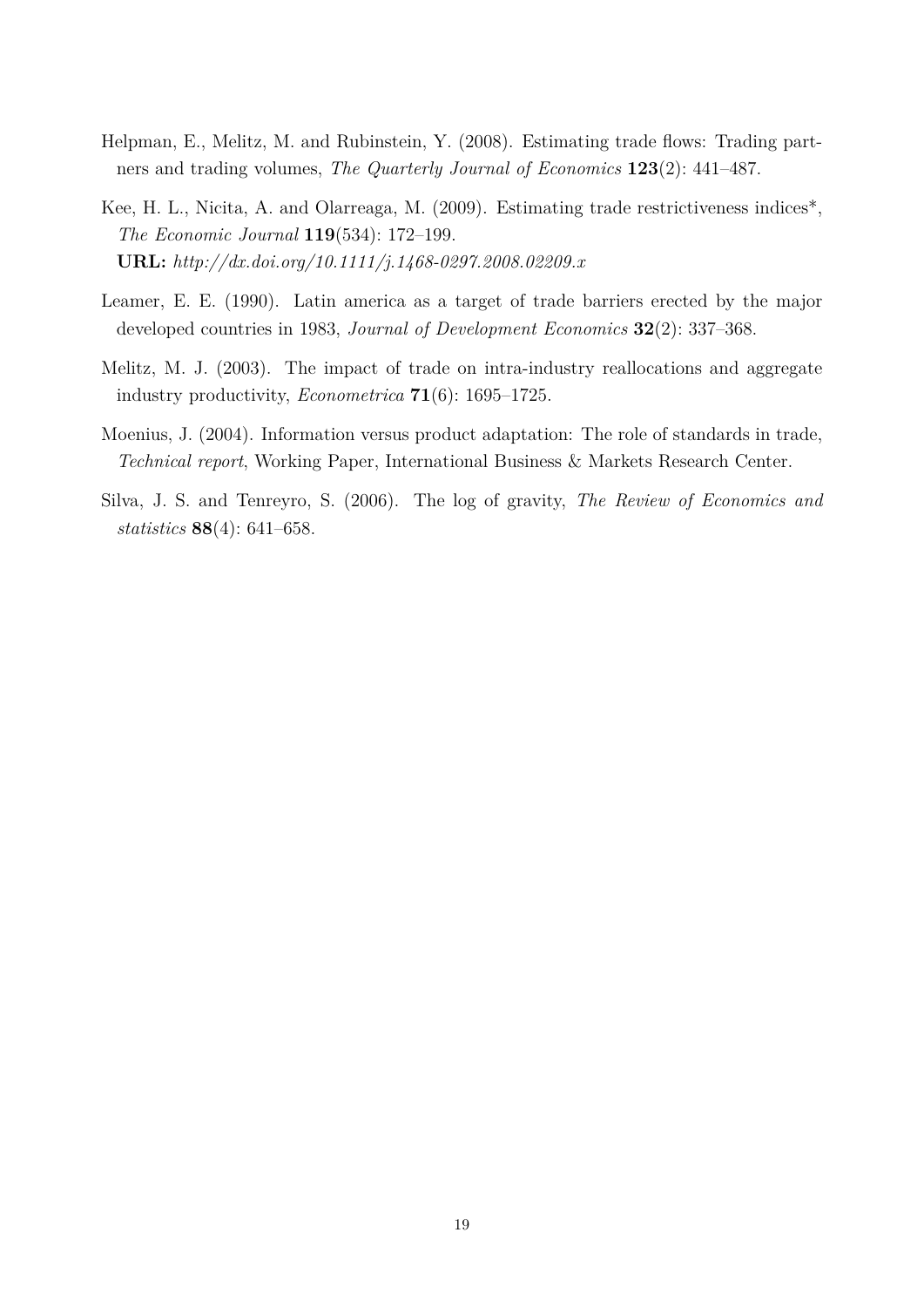Helpman, E., Melitz, M. and Rubinstein, Y. (2008). Estimating trade flows: Trading partners and trading volumes, *The Quarterly Journal of Economics* **123**(2): 441–487.

Kee, H. L., Nicita, A. and Olarreaga, M. (2009). Estimating trade restrictiveness indices*, *The Economic Journal* **119**(534): 172–199.
**URL:** *http://dx.doi.org/10.1111/j.1468-0297.2008.02209.x*

Leamer, E. E. (1990). Latin america as a target of trade barriers erected by the major developed countries in 1983, *Journal of Development Economics* **32**(2): 337–368.

Melitz, M. J. (2003). The impact of trade on intra-industry reallocations and aggregate industry productivity, *Econometrica* **71**(6): 1695–1725.

Moenius, J. (2004). Information versus product adaptation: The role of standards in trade, *Technical report*, Working Paper, International Business & Markets Research Center.

Silva, J. S. and Tenreyro, S. (2006). The log of gravity, *The Review of Economics and statistics* **88**(4): 641–658.